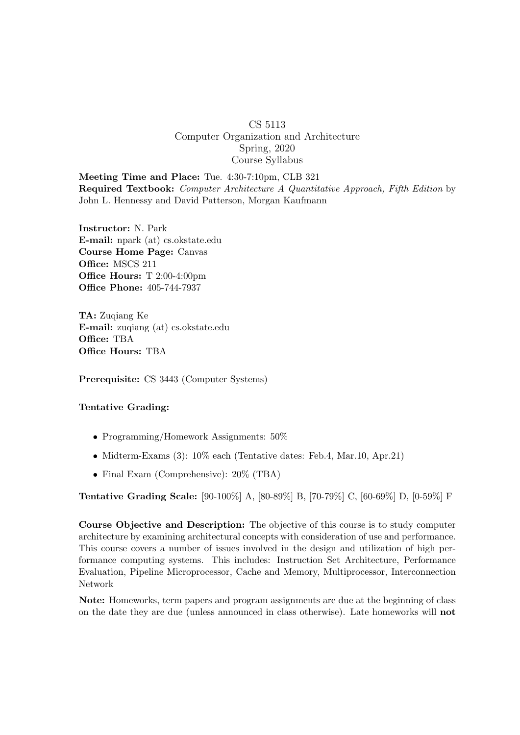# CS 5113
## Computer Organization and Architecture
### Spring, 2020
### Course Syllabus

**Meeting Time and Place:** Tue. 4:30-7:10pm, CLB 321
**Required Textbook:** *Computer Architecture A Quantitative Approach, Fifth Edition* by John L. Hennessy and David Patterson, Morgan Kaufmann

**Instructor:** N. Park
**E-mail:** npark (at) cs.okstate.edu
**Course Home Page:** Canvas
**Office:** MSCS 211
**Office Hours:** T 2:00-4:00pm
**Office Phone:** 405-744-7937

**TA:** Zuqiang Ke
**E-mail:** zuqiang (at) cs.okstate.edu
**Office:** TBA
**Office Hours:** TBA

**Prerequisite:** CS 3443 (Computer Systems)

**Tentative Grading:**

- Programming/Homework Assignments: 50%
- Midterm-Exams (3): 10% each (Tentative dates: Feb.4, Mar.10, Apr.21)
- Final Exam (Comprehensive): 20% (TBA)

**Tentative Grading Scale:** [90-100%] A, [80-89%] B, [70-79%] C, [60-69%] D, [0-59%] F

**Course Objective and Description:** The objective of this course is to study computer architecture by examining architectural concepts with consideration of use and performance. This course covers a number of issues involved in the design and utilization of high performance computing systems. This includes: Instruction Set Architecture, Performance Evaluation, Pipeline Microprocessor, Cache and Memory, Multiprocessor, Interconnection Network

**Note:** Homeworks, term papers and program assignments are due at the beginning of class on the date they are due (unless announced in class otherwise). Late homeworks will **not**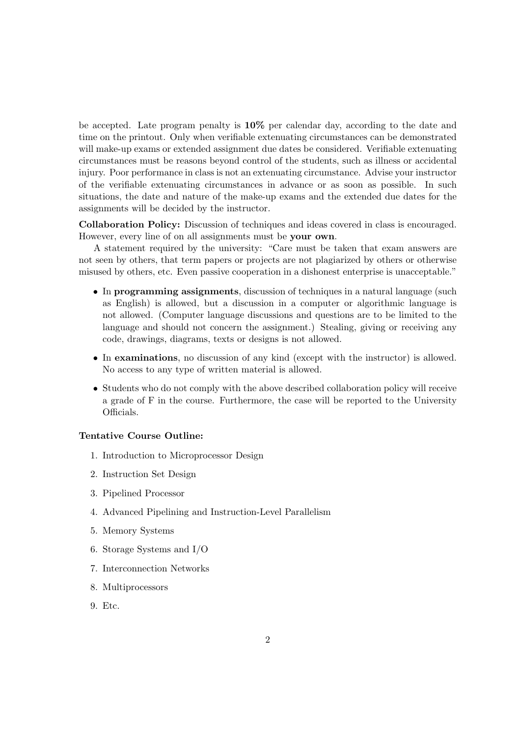be accepted. Late program penalty is **10%** per calendar day, according to the date and time on the printout. Only when verifiable extenuating circumstances can be demonstrated will make-up exams or extended assignment due dates be considered. Verifiable extenuating circumstances must be reasons beyond control of the students, such as illness or accidental injury. Poor performance in class is not an extenuating circumstance. Advise your instructor of the verifiable extenuating circumstances in advance or as soon as possible. In such situations, the date and nature of the make-up exams and the extended due dates for the assignments will be decided by the instructor.

**Collaboration Policy:** Discussion of techniques and ideas covered in class is encouraged. However, every line of on all assignments must be **your own**.

A statement required by the university: "Care must be taken that exam answers are not seen by others, that term papers or projects are not plagiarized by others or otherwise misused by others, etc. Even passive cooperation in a dishonest enterprise is unacceptable."

- In **programming assignments**, discussion of techniques in a natural language (such as English) is allowed, but a discussion in a computer or algorithmic language is not allowed. (Computer language discussions and questions are to be limited to the language and should not concern the assignment.) Stealing, giving or receiving any code, drawings, diagrams, texts or designs is not allowed.
- In **examinations**, no discussion of any kind (except with the instructor) is allowed. No access to any type of written material is allowed.
- Students who do not comply with the above described collaboration policy will receive a grade of F in the course. Furthermore, the case will be reported to the University Officials.

**Tentative Course Outline:**

1. Introduction to Microprocessor Design
2. Instruction Set Design
3. Pipelined Processor
4. Advanced Pipelining and Instruction-Level Parallelism
5. Memory Systems
6. Storage Systems and I/O
7. Interconnection Networks
8. Multiprocessors
9. Etc.